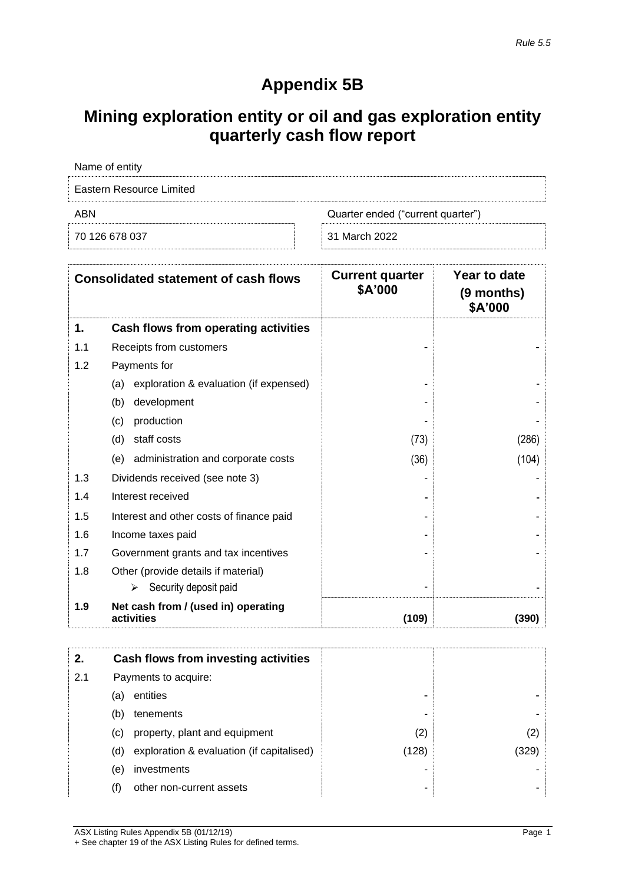*Rule 5.5*

# Appendix 5B

# Mining exploration entity or oil and gas exploration entity quarterly cash flow report

| Name of entity | |
|---|---|
| Eastern Resource Limited | |
| **ABN** | **Quarter ended ("current quarter")** |
| 70 126 678 037 | 31 March 2022 |

| | Consolidated statement of cash flows | Current quarter $A'000 | Year to date (9 months) $A'000 |
|---|---|---|---|
| **1.** | **Cash flows from operating activities** | | |
| 1.1 | Receipts from customers | - | - |
| 1.2 | Payments for | | |
| | (a) exploration & evaluation (if expensed) | - | - |
| | (b) development | - | - |
| | (c) production | - | - |
| | (d) staff costs | (73) | (286) |
| | (e) administration and corporate costs | (36) | (104) |
| 1.3 | Dividends received (see note 3) | - | - |
| 1.4 | Interest received | - | - |
| 1.5 | Interest and other costs of finance paid | - | - |
| 1.6 | Income taxes paid | - | - |
| 1.7 | Government grants and tax incentives | - | - |
| 1.8 | Other (provide details if material) | | |
| | ➢ Security deposit paid | - | - |
| **1.9** | **Net cash from / (used in) operating activities** | **(109)** | **(390)** |

| | | | |
|---|---|---|---|
| **2.** | **Cash flows from investing activities** | | |
| 2.1 | Payments to acquire: | | |
| | (a) entities | - | - |
| | (b) tenements | - | - |
| | (c) property, plant and equipment | (2) | (2) |
| | (d) exploration & evaluation (if capitalised) | (128) | (329) |
| | (e) investments | - | - |
| | (f) other non-current assets | - | - |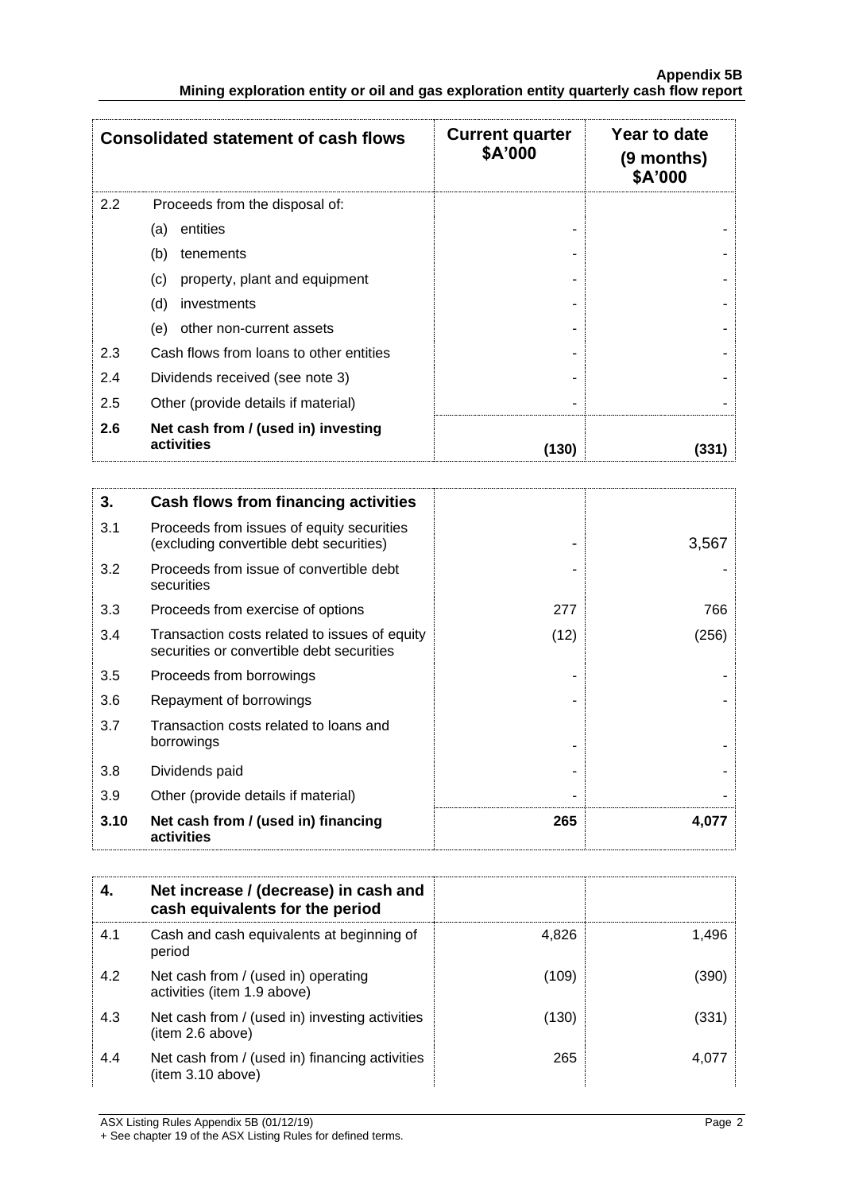**Appendix 5B**
**Mining exploration entity or oil and gas exploration entity quarterly cash flow report**

| | Consolidated statement of cash flows | Current quarter $A'000 | Year to date (9 months) $A'000 |
|---|---|---|---|
| 2.2 | Proceeds from the disposal of: | | |
| | (a) entities | - | - |
| | (b) tenements | - | - |
| | (c) property, plant and equipment | - | - |
| | (d) investments | - | - |
| | (e) other non-current assets | - | - |
| 2.3 | Cash flows from loans to other entities | - | - |
| 2.4 | Dividends received (see note 3) | - | - |
| 2.5 | Other (provide details if material) | - | - |
| **2.6** | **Net cash from / (used in) investing activities** | **(130)** | **(331)** |

| **3.** | **Cash flows from financing activities** | | |
|---|---|---|---|
| 3.1 | Proceeds from issues of equity securities (excluding convertible debt securities) | - | 3,567 |
| 3.2 | Proceeds from issue of convertible debt securities | - | - |
| 3.3 | Proceeds from exercise of options | 277 | 766 |
| 3.4 | Transaction costs related to issues of equity securities or convertible debt securities | (12) | (256) |
| 3.5 | Proceeds from borrowings | - | - |
| 3.6 | Repayment of borrowings | - | - |
| 3.7 | Transaction costs related to loans and borrowings | - | - |
| 3.8 | Dividends paid | - | - |
| 3.9 | Other (provide details if material) | - | - |
| **3.10** | **Net cash from / (used in) financing activities** | **265** | **4,077** |

| **4.** | **Net increase / (decrease) in cash and cash equivalents for the period** | | |
|---|---|---|---|
| 4.1 | Cash and cash equivalents at beginning of period | 4,826 | 1,496 |
| 4.2 | Net cash from / (used in) operating activities (item 1.9 above) | (109) | (390) |
| 4.3 | Net cash from / (used in) investing activities (item 2.6 above) | (130) | (331) |
| 4.4 | Net cash from / (used in) financing activities (item 3.10 above) | 265 | 4,077 |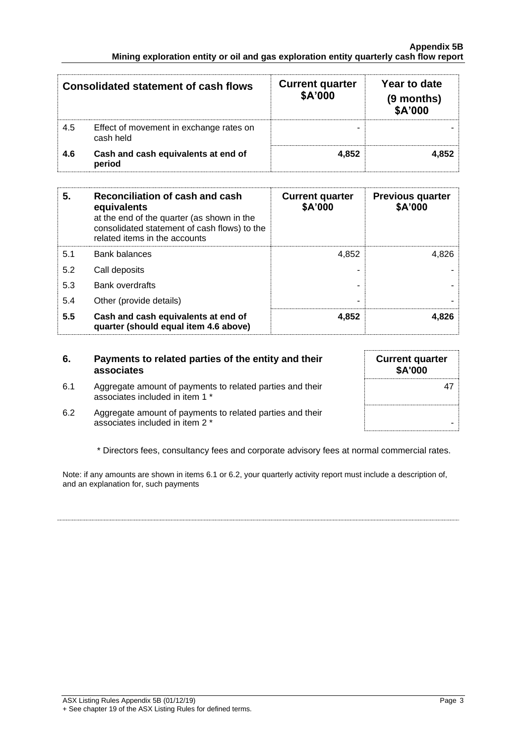| Consolidated statement of cash flows | | Current quarter $A'000 | Year to date (9 months) $A'000 |
|---|---|---|---|
| 4.5 | Effect of movement in exchange rates on cash held | - | - |
| **4.6** | **Cash and cash equivalents at end of period** | **4,852** | **4,852** |

| **5.** | **Reconciliation of cash and cash equivalents** at the end of the quarter (as shown in the consolidated statement of cash flows) to the related items in the accounts | **Current quarter $A'000** | **Previous quarter $A'000** |
|---|---|---|---|
| 5.1 | Bank balances | 4,852 | 4,826 |
| 5.2 | Call deposits | - | - |
| 5.3 | Bank overdrafts | - | - |
| 5.4 | Other (provide details) | - | - |
| **5.5** | **Cash and cash equivalents at end of quarter (should equal item 4.6 above)** | **4,852** | **4,826** |

| **6.** | **Payments to related parties of the entity and their associates** | **Current quarter $A'000** |
|---|---|---|
| 6.1 | Aggregate amount of payments to related parties and their associates included in item 1 * | 47 |
| 6.2 | Aggregate amount of payments to related parties and their associates included in item 2 * | - |

\* Directors fees, consultancy fees and corporate advisory fees at normal commercial rates.

Note: if any amounts are shown in items 6.1 or 6.2, your quarterly activity report must include a description of, and an explanation for, such payments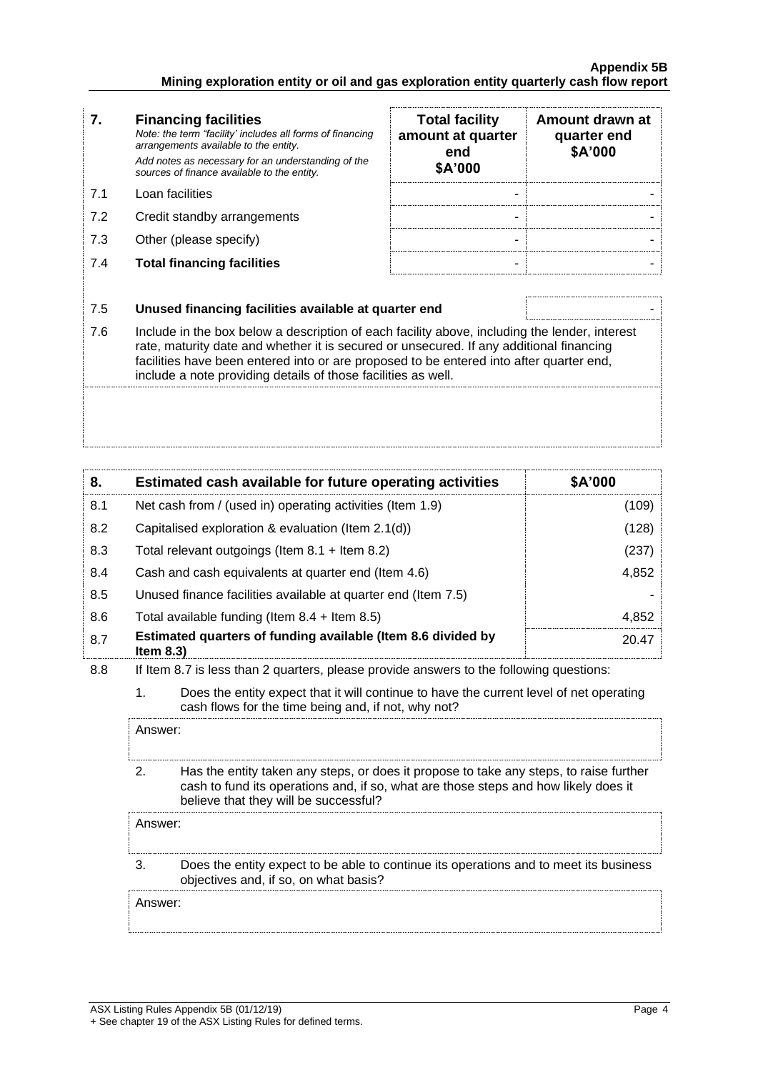| 7. | Financing facilities<br>*Note: the term "facility' includes all forms of financing arrangements available to the entity.*<br>*Add notes as necessary for an understanding of the sources of finance available to the entity.* | Total facility amount at quarter end<br>$A'000 | Amount drawn at quarter end<br>$A'000 |
|---|---|---|---|
| 7.1 | Loan facilities | - | - |
| 7.2 | Credit standby arrangements | - | - |
| 7.3 | Other (please specify) | - | - |
| 7.4 | **Total financing facilities** | - | - |

| | | |
|---|---|---|
| 7.5 | **Unused financing facilities available at quarter end** | - |

7.6 Include in the box below a description of each facility above, including the lender, interest rate, maturity date and whether it is secured or unsecured. If any additional financing facilities have been entered into or are proposed to be entered into after quarter end, include a note providing details of those facilities as well.

| 8. | Estimated cash available for future operating activities | $A'000 |
|---|---|---|
| 8.1 | Net cash from / (used in) operating activities (Item 1.9) | (109) |
| 8.2 | Capitalised exploration & evaluation (Item 2.1(d)) | (128) |
| 8.3 | Total relevant outgoings (Item 8.1 + Item 8.2) | (237) |
| 8.4 | Cash and cash equivalents at quarter end (Item 4.6) | 4,852 |
| 8.5 | Unused finance facilities available at quarter end (Item 7.5) | - |
| 8.6 | Total available funding (Item 8.4 + Item 8.5) | 4,852 |
| 8.7 | **Estimated quarters of funding available (Item 8.6 divided by Item 8.3)** | 20.47 |

8.8 If Item 8.7 is less than 2 quarters, please provide answers to the following questions:

1. Does the entity expect that it will continue to have the current level of net operating cash flows for the time being and, if not, why not?

Answer:

2. Has the entity taken any steps, or does it propose to take any steps, to raise further cash to fund its operations and, if so, what are those steps and how likely does it believe that they will be successful?

Answer:

3. Does the entity expect to be able to continue its operations and to meet its business objectives and, if so, on what basis?

Answer: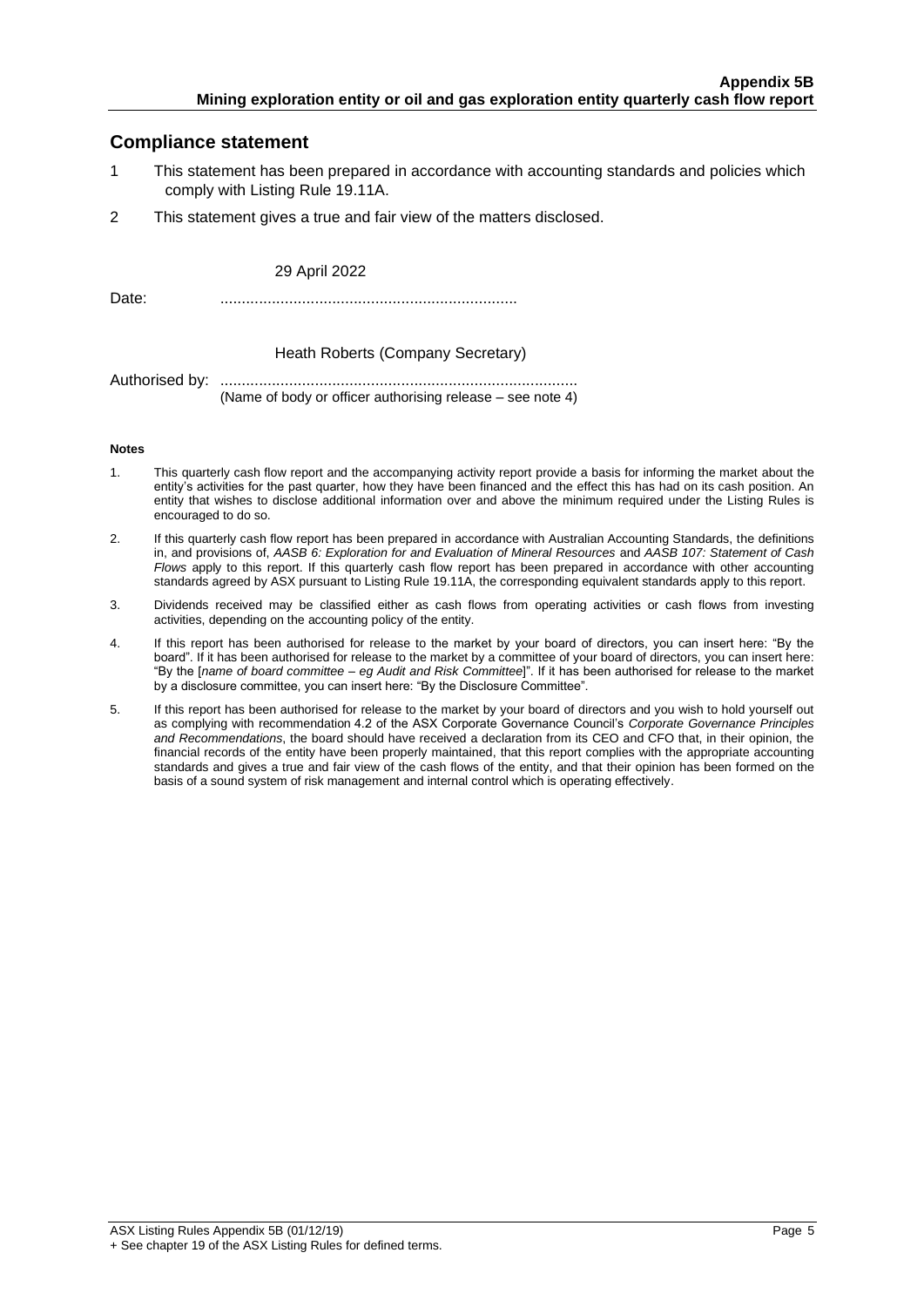## Compliance statement

1 This statement has been prepared in accordance with accounting standards and policies which comply with Listing Rule 19.11A.

2 This statement gives a true and fair view of the matters disclosed.

Date: 29 April 2022

Authorised by: Heath Roberts (Company Secretary)
(Name of body or officer authorising release – see note 4)

#### Notes

1. This quarterly cash flow report and the accompanying activity report provide a basis for informing the market about the entity's activities for the past quarter, how they have been financed and the effect this has had on its cash position. An entity that wishes to disclose additional information over and above the minimum required under the Listing Rules is encouraged to do so.
2. If this quarterly cash flow report has been prepared in accordance with Australian Accounting Standards, the definitions in, and provisions of, *AASB 6: Exploration for and Evaluation of Mineral Resources* and *AASB 107: Statement of Cash Flows* apply to this report. If this quarterly cash flow report has been prepared in accordance with other accounting standards agreed by ASX pursuant to Listing Rule 19.11A, the corresponding equivalent standards apply to this report.
3. Dividends received may be classified either as cash flows from operating activities or cash flows from investing activities, depending on the accounting policy of the entity.
4. If this report has been authorised for release to the market by your board of directors, you can insert here: "By the board". If it has been authorised for release to the market by a committee of your board of directors, you can insert here: "By the [*name of board committee – eg Audit and Risk Committee*]". If it has been authorised for release to the market by a disclosure committee, you can insert here: "By the Disclosure Committee".
5. If this report has been authorised for release to the market by your board of directors and you wish to hold yourself out as complying with recommendation 4.2 of the ASX Corporate Governance Council's *Corporate Governance Principles and Recommendations*, the board should have received a declaration from its CEO and CFO that, in their opinion, the financial records of the entity have been properly maintained, that this report complies with the appropriate accounting standards and gives a true and fair view of the cash flows of the entity, and that their opinion has been formed on the basis of a sound system of risk management and internal control which is operating effectively.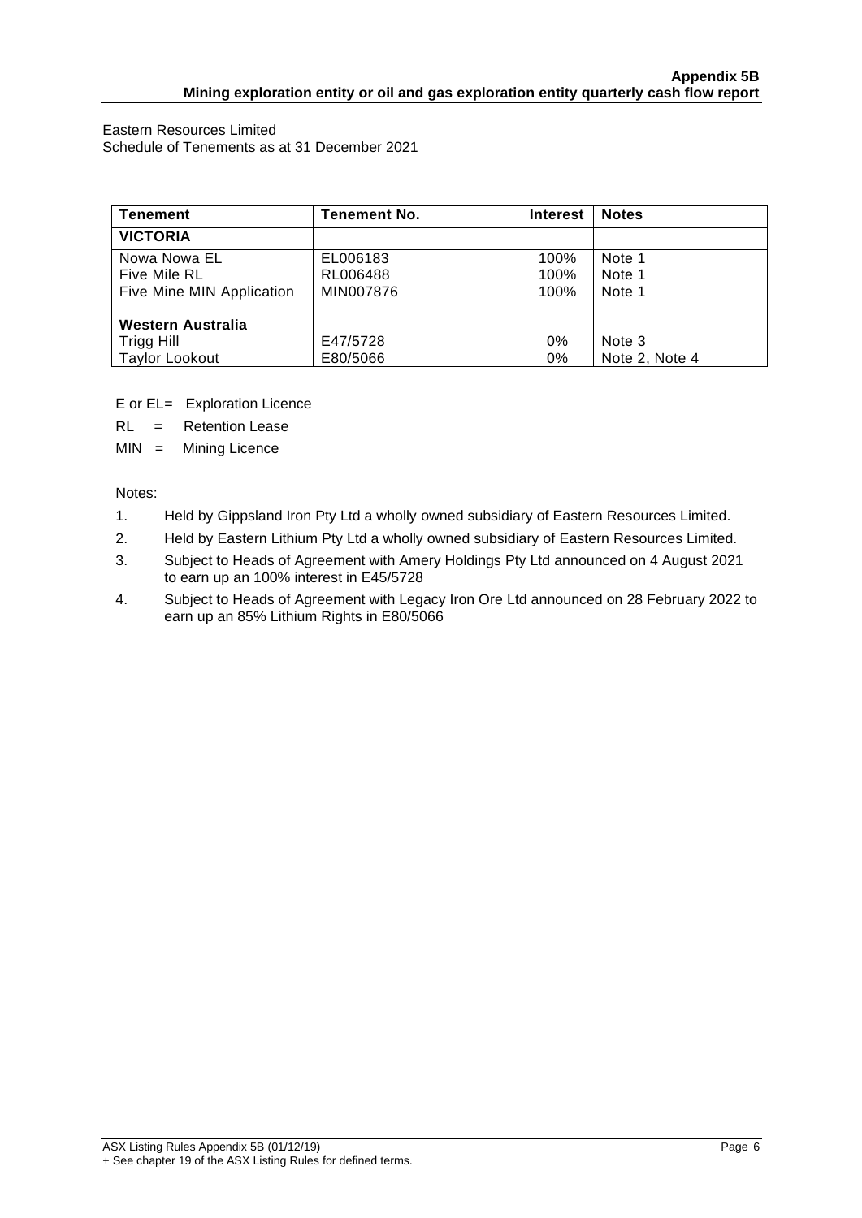Eastern Resources Limited
Schedule of Tenements as at 31 December 2021

| Tenement | Tenement No. | Interest | Notes |
|---|---|---|---|
| **VICTORIA** | | | |
| Nowa Nowa EL | EL006183 | 100% | Note 1 |
| Five Mile RL | RL006488 | 100% | Note 1 |
| Five Mine MIN Application | MIN007876 | 100% | Note 1 |
| **Western Australia** | | | |
| Trigg Hill | E47/5728 | 0% | Note 3 |
| Taylor Lookout | E80/5066 | 0% | Note 2, Note 4 |

E or EL= Exploration Licence

RL = Retention Lease

MIN = Mining Licence

Notes:

1. Held by Gippsland Iron Pty Ltd a wholly owned subsidiary of Eastern Resources Limited.
2. Held by Eastern Lithium Pty Ltd a wholly owned subsidiary of Eastern Resources Limited.
3. Subject to Heads of Agreement with Amery Holdings Pty Ltd announced on 4 August 2021 to earn up an 100% interest in E45/5728
4. Subject to Heads of Agreement with Legacy Iron Ore Ltd announced on 28 February 2022 to earn up an 85% Lithium Rights in E80/5066